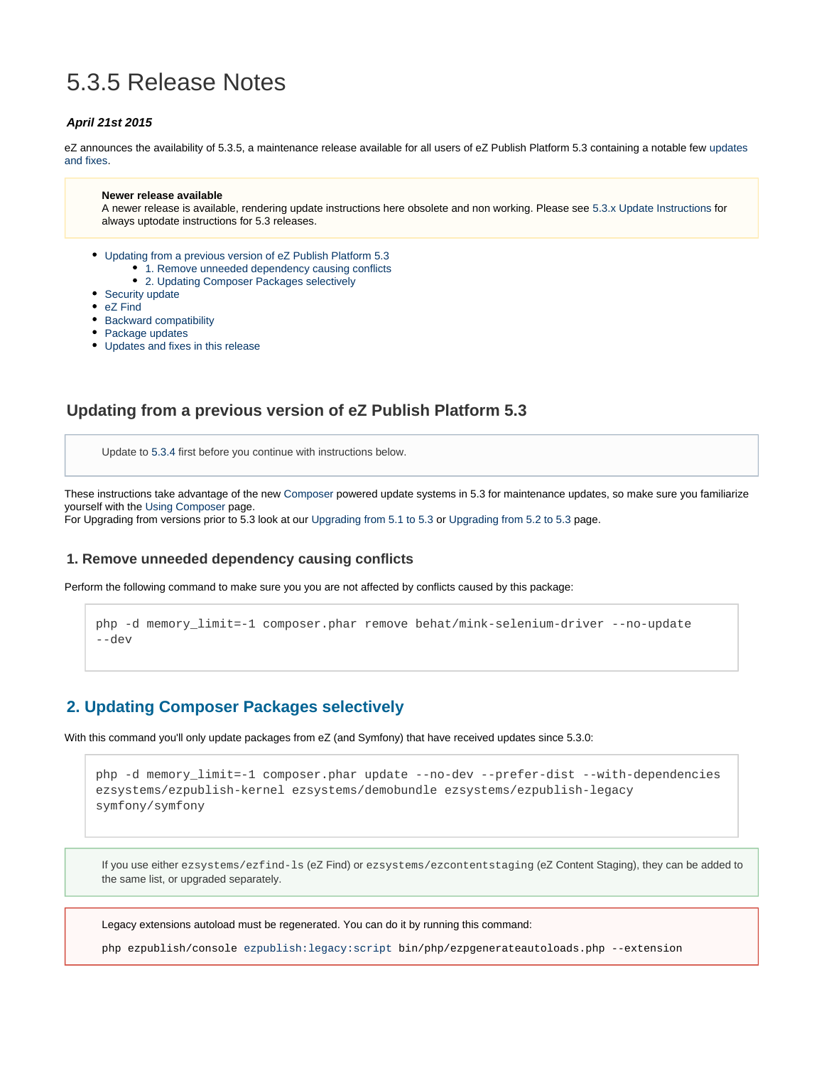# 5.3.5 Release Notes

***April 21st 2015***

eZ announces the availability of 5.3.5, a maintenance release available for all users of eZ Publish Platform 5.3 containing a notable few updates and fixes.

> **Newer release available**
> A newer release is available, rendering update instructions here obsolete and non working. Please see 5.3.x Update Instructions for always uptodate instructions for 5.3 releases.

- Updating from a previous version of eZ Publish Platform 5.3
  - 1. Remove unneeded dependency causing conflicts
  - 2. Updating Composer Packages selectively
- Security update
- eZ Find
- Backward compatibility
- Package updates
- Updates and fixes in this release

## Updating from a previous version of eZ Publish Platform 5.3

> Update to 5.3.4 first before you continue with instructions below.

These instructions take advantage of the new Composer powered update systems in 5.3 for maintenance updates, so make sure you familiarize yourself with the Using Composer page.
For Upgrading from versions prior to 5.3 look at our Upgrading from 5.1 to 5.3 or Upgrading from 5.2 to 5.3 page.

### 1. Remove unneeded dependency causing conflicts

Perform the following command to make sure you you are not affected by conflicts caused by this package:

```
php -d memory_limit=-1 composer.phar remove behat/mink-selenium-driver --no-update --dev
```

## 2. Updating Composer Packages selectively

With this command you'll only update packages from eZ (and Symfony) that have received updates since 5.3.0:

```
php -d memory_limit=-1 composer.phar update --no-dev --prefer-dist --with-dependencies ezsystems/ezpublish-kernel ezsystems/demobundle ezsystems/ezpublish-legacy symfony/symfony
```

> If you use either `ezsystems/ezfind-ls` (eZ Find) or `ezsystems/ezcontentstaging` (eZ Content Staging), they can be added to the same list, or upgraded separately.

> Legacy extensions autoload must be regenerated. You can do it by running this command:
>
> `php ezpublish/console ezpublish:legacy:script bin/php/ezpgenerateautoloads.php --extension`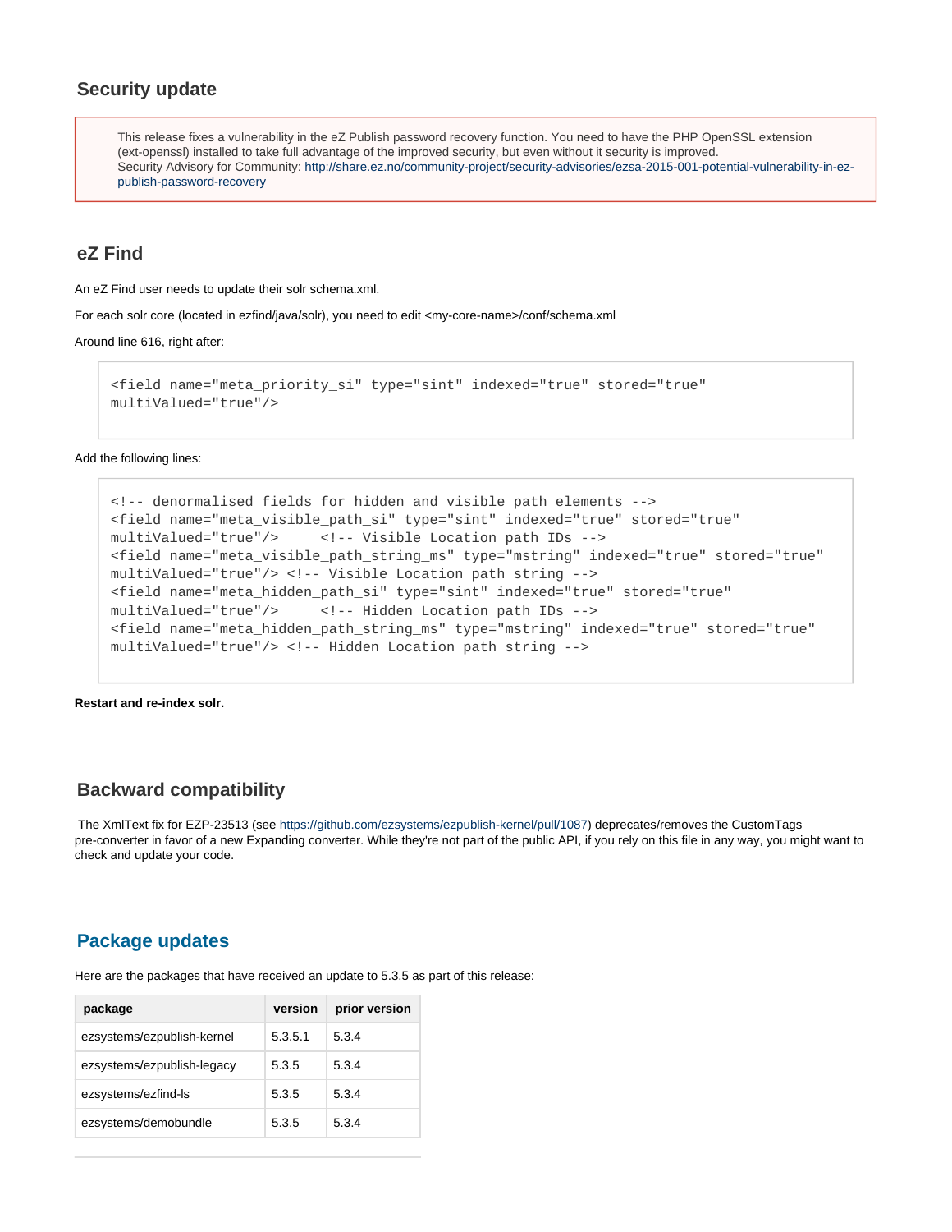## Security update

> This release fixes a vulnerability in the eZ Publish password recovery function. You need to have the PHP OpenSSL extension (ext-openssl) installed to take full advantage of the improved security, but even without it security is improved.
> Security Advisory for Community: http://share.ez.no/community-project/security-advisories/ezsa-2015-001-potential-vulnerability-in-ez-publish-password-recovery

## eZ Find

An eZ Find user needs to update their solr schema.xml.

For each solr core (located in ezfind/java/solr), you need to edit <my-core-name>/conf/schema.xml

Around line 616, right after:

```
<field name="meta_priority_si" type="sint" indexed="true" stored="true" 
multiValued="true"/>
```

Add the following lines:

```
<!-- denormalised fields for hidden and visible path elements -->
<field name="meta_visible_path_si" type="sint" indexed="true" stored="true" 
multiValued="true"/>     <!-- Visible Location path IDs -->
<field name="meta_visible_path_string_ms" type="mstring" indexed="true" stored="true" 
multiValued="true"/> <!-- Visible Location path string -->
<field name="meta_hidden_path_si" type="sint" indexed="true" stored="true" 
multiValued="true"/>     <!-- Hidden Location path IDs -->
<field name="meta_hidden_path_string_ms" type="mstring" indexed="true" stored="true" 
multiValued="true"/> <!-- Hidden Location path string -->
```

**Restart and re-index solr.**

## Backward compatibility

The XmlText fix for EZP-23513 (see https://github.com/ezsystems/ezpublish-kernel/pull/1087) deprecates/removes the CustomTags pre-converter in favor of a new Expanding converter. While they're not part of the public API, if you rely on this file in any way, you might want to check and update your code.

## Package updates

Here are the packages that have received an update to 5.3.5 as part of this release:

| package | version | prior version |
| --- | --- | --- |
| ezsystems/ezpublish-kernel | 5.3.5.1 | 5.3.4 |
| ezsystems/ezpublish-legacy | 5.3.5 | 5.3.4 |
| ezsystems/ezfind-ls | 5.3.5 | 5.3.4 |
| ezsystems/demobundle | 5.3.5 | 5.3.4 |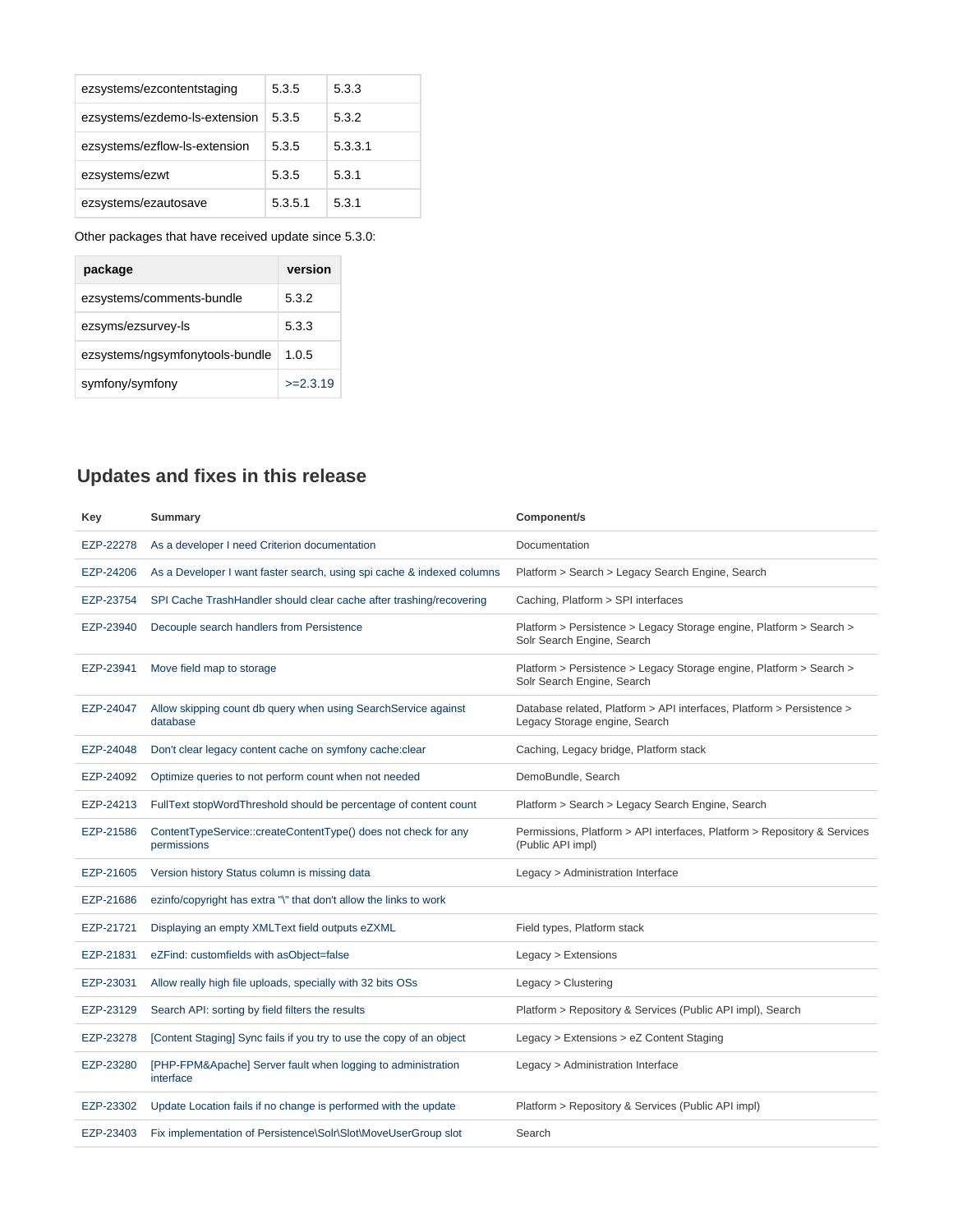| ezsystems/ezcontentstaging | 5.3.5 | 5.3.3 |
|---|---|---|
| ezsystems/ezdemo-ls-extension | 5.3.5 | 5.3.2 |
| ezsystems/ezflow-ls-extension | 5.3.5 | 5.3.3.1 |
| ezsystems/ezwt | 5.3.5 | 5.3.1 |
| ezsystems/ezautosave | 5.3.5.1 | 5.3.1 |

Other packages that have received update since 5.3.0:

| package | version |
|---|---|
| ezsystems/comments-bundle | 5.3.2 |
| ezsyms/ezsurvey-ls | 5.3.3 |
| ezsystems/ngsymfonytools-bundle | 1.0.5 |
| symfony/symfony | >=2.3.19 |

## Updates and fixes in this release

| Key | Summary | Component/s |
|---|---|---|
| EZP-22278 | As a developer I need Criterion documentation | Documentation |
| EZP-24206 | As a Developer I want faster search, using spi cache & indexed columns | Platform > Search > Legacy Search Engine, Search |
| EZP-23754 | SPI Cache TrashHandler should clear cache after trashing/recovering | Caching, Platform > SPI interfaces |
| EZP-23940 | Decouple search handlers from Persistence | Platform > Persistence > Legacy Storage engine, Platform > Search > Solr Search Engine, Search |
| EZP-23941 | Move field map to storage | Platform > Persistence > Legacy Storage engine, Platform > Search > Solr Search Engine, Search |
| EZP-24047 | Allow skipping count db query when using SearchService against database | Database related, Platform > API interfaces, Platform > Persistence > Legacy Storage engine, Search |
| EZP-24048 | Don't clear legacy content cache on symfony cache:clear | Caching, Legacy bridge, Platform stack |
| EZP-24092 | Optimize queries to not perform count when not needed | DemoBundle, Search |
| EZP-24213 | FullText stopWordThreshold should be percentage of content count | Platform > Search > Legacy Search Engine, Search |
| EZP-21586 | ContentTypeService::createContentType() does not check for any permissions | Permissions, Platform > API interfaces, Platform > Repository & Services (Public API impl) |
| EZP-21605 | Version history Status column is missing data | Legacy > Administration Interface |
| EZP-21686 | ezinfo/copyright has extra "\" that don't allow the links to work | |
| EZP-21721 | Displaying an empty XMLText field outputs eZXML | Field types, Platform stack |
| EZP-21831 | eZFind: customfields with asObject=false | Legacy > Extensions |
| EZP-23031 | Allow really high file uploads, specially with 32 bits OSs | Legacy > Clustering |
| EZP-23129 | Search API: sorting by field filters the results | Platform > Repository & Services (Public API impl), Search |
| EZP-23278 | [Content Staging] Sync fails if you try to use the copy of an object | Legacy > Extensions > eZ Content Staging |
| EZP-23280 | [PHP-FPM&Apache] Server fault when logging to administration interface | Legacy > Administration Interface |
| EZP-23302 | Update Location fails if no change is performed with the update | Platform > Repository & Services (Public API impl) |
| EZP-23403 | Fix implementation of Persistence\Solr\Slot\MoveUserGroup slot | Search |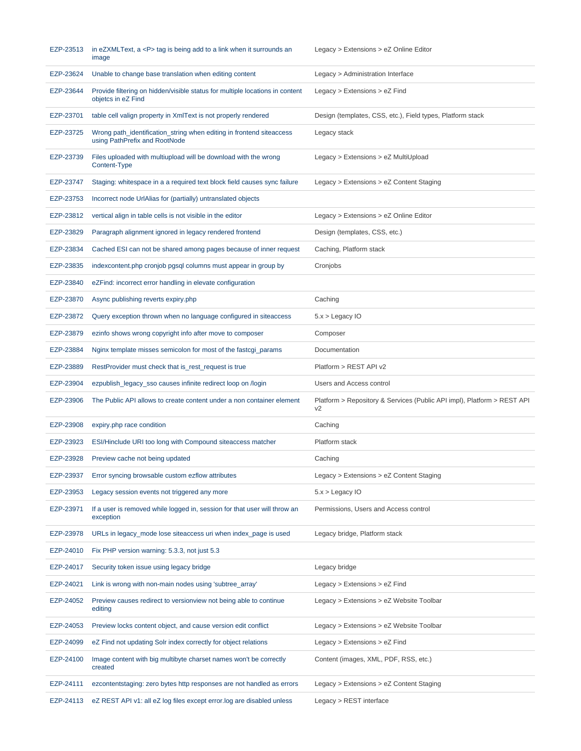| | | |
|---|---|---|
| EZP-23513 | in eZXMLText, a <P> tag is being add to a link when it surrounds an image | Legacy > Extensions > eZ Online Editor |
| EZP-23624 | Unable to change base translation when editing content | Legacy > Administration Interface |
| EZP-23644 | Provide filtering on hidden/visible status for multiple locations in content objetcs in eZ Find | Legacy > Extensions > eZ Find |
| EZP-23701 | table cell valign property in XmlText is not properly rendered | Design (templates, CSS, etc.), Field types, Platform stack |
| EZP-23725 | Wrong path_identification_string when editing in frontend siteaccess using PathPrefix and RootNode | Legacy stack |
| EZP-23739 | Files uploaded with multiupload will be download with the wrong Content-Type | Legacy > Extensions > eZ MultiUpload |
| EZP-23747 | Staging: whitespace in a a required text block field causes sync failure | Legacy > Extensions > eZ Content Staging |
| EZP-23753 | Incorrect node UrlAlias for (partially) untranslated objects | |
| EZP-23812 | vertical align in table cells is not visible in the editor | Legacy > Extensions > eZ Online Editor |
| EZP-23829 | Paragraph alignment ignored in legacy rendered frontend | Design (templates, CSS, etc.) |
| EZP-23834 | Cached ESI can not be shared among pages because of inner request | Caching, Platform stack |
| EZP-23835 | indexcontent.php cronjob pgsql columns must appear in group by | Cronjobs |
| EZP-23840 | eZFind: incorrect error handling in elevate configuration | |
| EZP-23870 | Async publishing reverts expiry.php | Caching |
| EZP-23872 | Query exception thrown when no language configured in siteaccess | 5.x > Legacy IO |
| EZP-23879 | ezinfo shows wrong copyright info after move to composer | Composer |
| EZP-23884 | Nginx template misses semicolon for most of the fastcgi_params | Documentation |
| EZP-23889 | RestProvider must check that is_rest_request is true | Platform > REST API v2 |
| EZP-23904 | ezpublish_legacy_sso causes infinite redirect loop on /login | Users and Access control |
| EZP-23906 | The Public API allows to create content under a non container element | Platform > Repository & Services (Public API impl), Platform > REST API v2 |
| EZP-23908 | expiry.php race condition | Caching |
| EZP-23923 | ESI/Hinclude URI too long with Compound siteaccess matcher | Platform stack |
| EZP-23928 | Preview cache not being updated | Caching |
| EZP-23937 | Error syncing browsable custom ezflow attributes | Legacy > Extensions > eZ Content Staging |
| EZP-23953 | Legacy session events not triggered any more | 5.x > Legacy IO |
| EZP-23971 | If a user is removed while logged in, session for that user will throw an exception | Permissions, Users and Access control |
| EZP-23978 | URLs in legacy_mode lose siteaccess uri when index_page is used | Legacy bridge, Platform stack |
| EZP-24010 | Fix PHP version warning: 5.3.3, not just 5.3 | |
| EZP-24017 | Security token issue using legacy bridge | Legacy bridge |
| EZP-24021 | Link is wrong with non-main nodes using 'subtree_array' | Legacy > Extensions > eZ Find |
| EZP-24052 | Preview causes redirect to versionview not being able to continue editing | Legacy > Extensions > eZ Website Toolbar |
| EZP-24053 | Preview locks content object, and cause version edit conflict | Legacy > Extensions > eZ Website Toolbar |
| EZP-24099 | eZ Find not updating Solr index correctly for object relations | Legacy > Extensions > eZ Find |
| EZP-24100 | Image content with big multibyte charset names won't be correctly created | Content (images, XML, PDF, RSS, etc.) |
| EZP-24111 | ezcontentstaging: zero bytes http responses are not handled as errors | Legacy > Extensions > eZ Content Staging |
| EZP-24113 | eZ REST API v1: all eZ log files except error.log are disabled unless | Legacy > REST interface |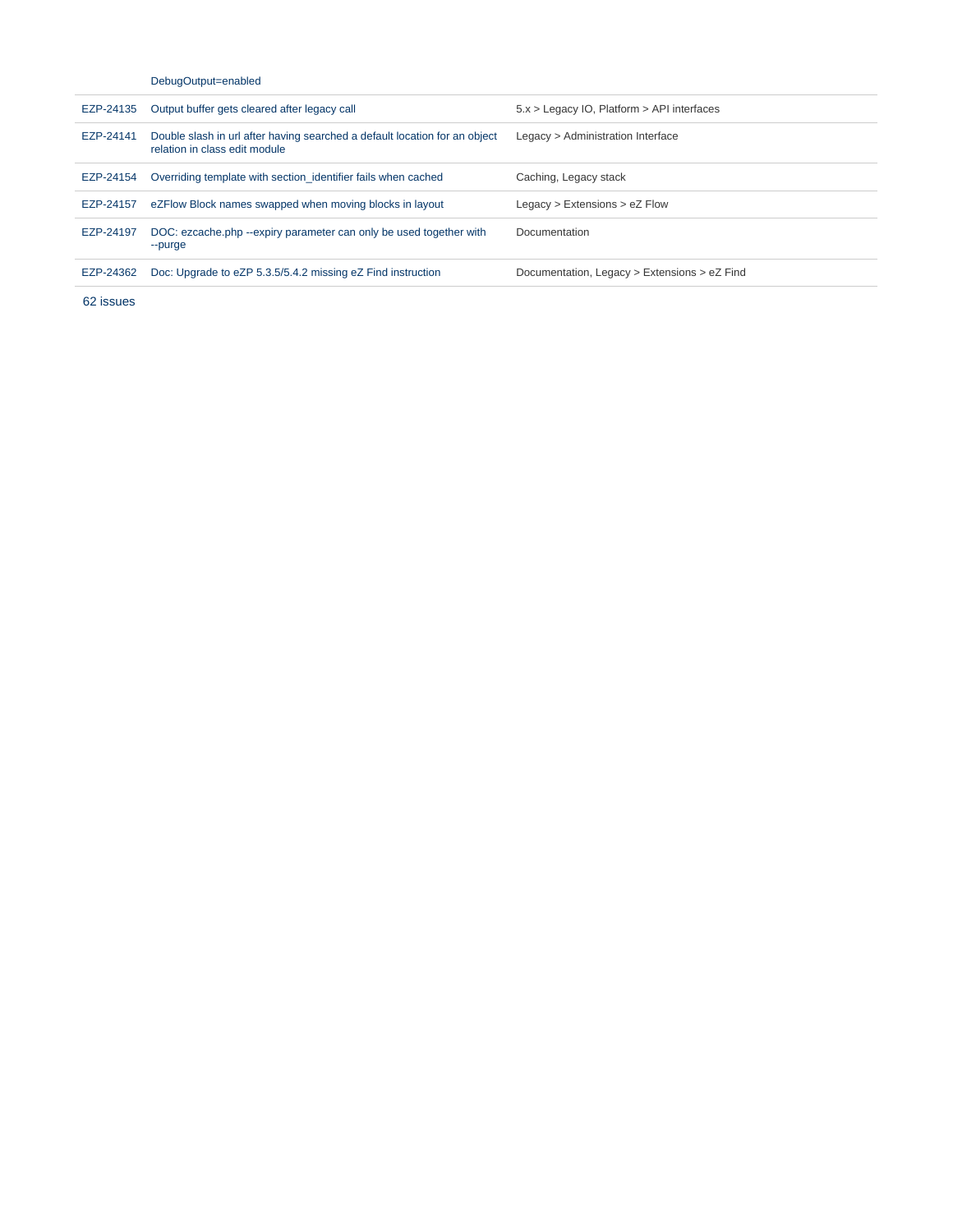| | | |
|---|---|---|
| | DebugOutput=enabled | |
| EZP-24135 | Output buffer gets cleared after legacy call | 5.x > Legacy IO, Platform > API interfaces |
| EZP-24141 | Double slash in url after having searched a default location for an object relation in class edit module | Legacy > Administration Interface |
| EZP-24154 | Overriding template with section_identifier fails when cached | Caching, Legacy stack |
| EZP-24157 | eZFlow Block names swapped when moving blocks in layout | Legacy > Extensions > eZ Flow |
| EZP-24197 | DOC: ezcache.php --expiry parameter can only be used together with --purge | Documentation |
| EZP-24362 | Doc: Upgrade to eZP 5.3.5/5.4.2 missing eZ Find instruction | Documentation, Legacy > Extensions > eZ Find |

62 issues